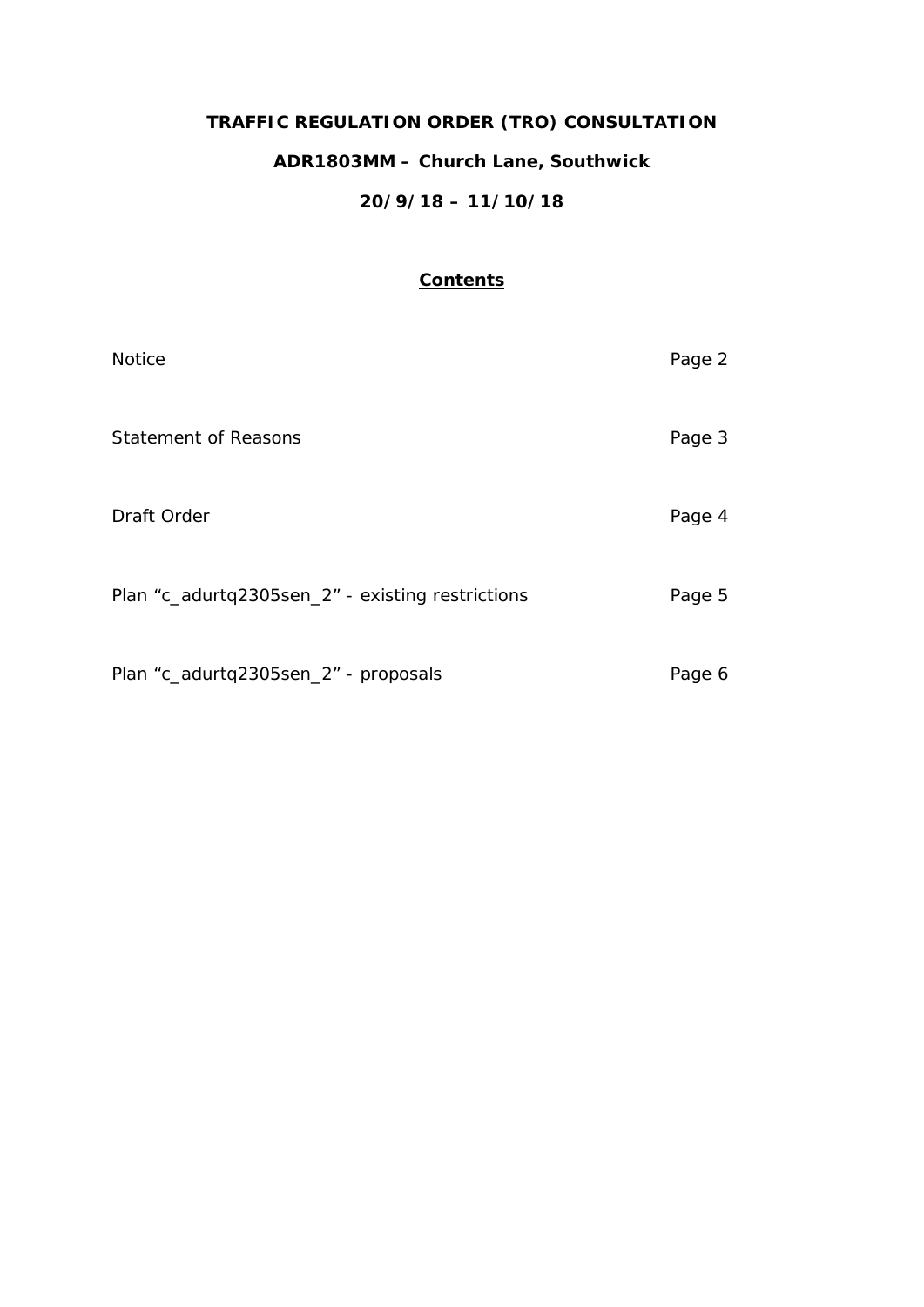# TRAFFIC REGULATION ORDER (TRO) CONSULTATION

## ADR1803MM – Church Lane, Southwick

## 20/9/18 – 11/10/18

**Contents**

| | |
|---|---|
| Notice | Page 2 |
| Statement of Reasons | Page 3 |
| Draft Order | Page 4 |
| Plan “c_adurtq2305sen_2” - existing restrictions | Page 5 |
| Plan “c_adurtq2305sen_2” - proposals | Page 6 |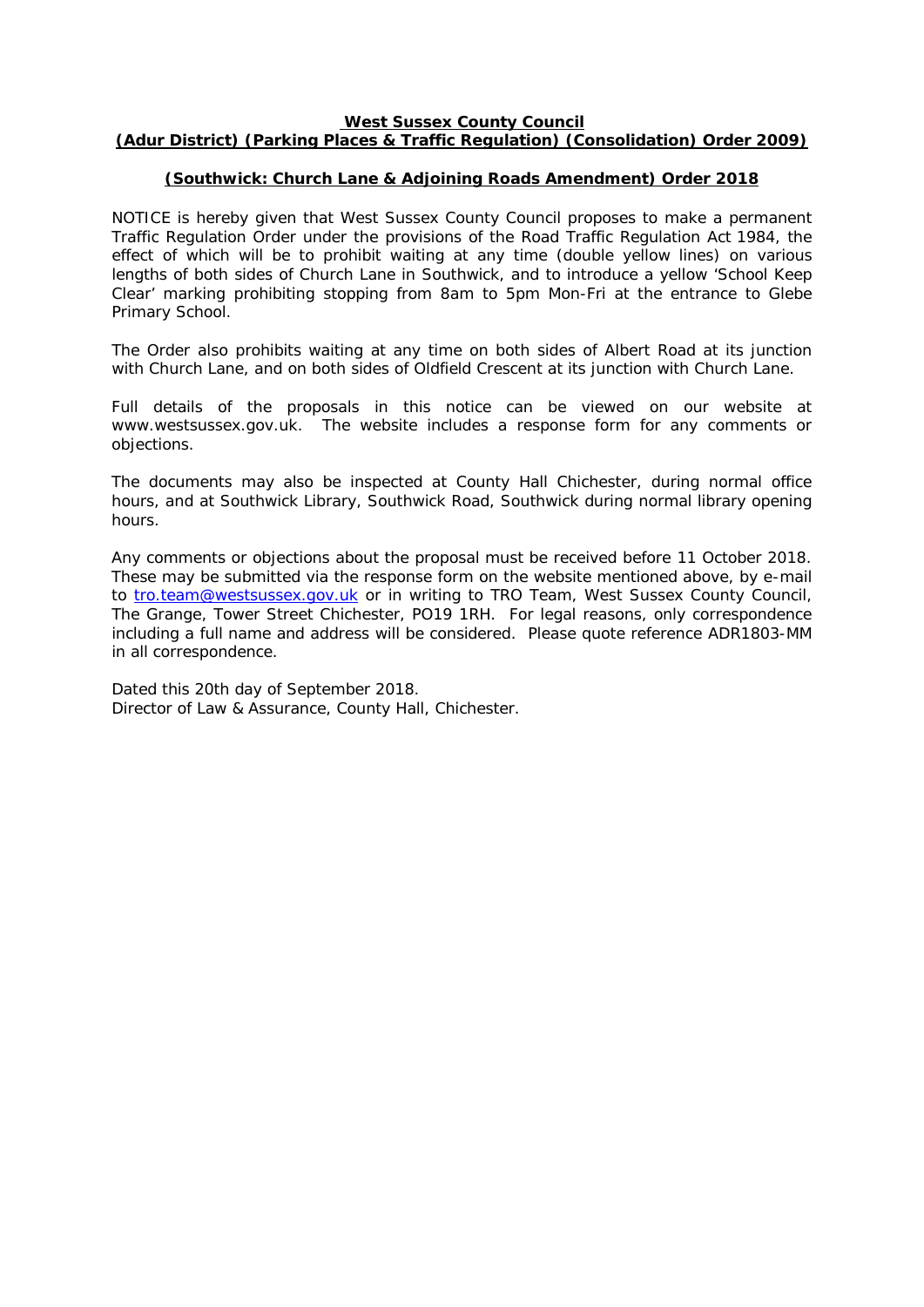**West Sussex County Council**
**(Adur District) (Parking Places & Traffic Regulation) (Consolidation) Order 2009)**

**(Southwick: Church Lane & Adjoining Roads Amendment) Order 2018**

NOTICE is hereby given that West Sussex County Council proposes to make a permanent Traffic Regulation Order under the provisions of the Road Traffic Regulation Act 1984, the effect of which will be to prohibit waiting at any time (double yellow lines) on various lengths of both sides of Church Lane in Southwick, and to introduce a yellow 'School Keep Clear' marking prohibiting stopping from 8am to 5pm Mon-Fri at the entrance to Glebe Primary School.

The Order also prohibits waiting at any time on both sides of Albert Road at its junction with Church Lane, and on both sides of Oldfield Crescent at its junction with Church Lane.

Full details of the proposals in this notice can be viewed on our website at www.westsussex.gov.uk. The website includes a response form for any comments or objections.

The documents may also be inspected at County Hall Chichester, during normal office hours, and at Southwick Library, Southwick Road, Southwick during normal library opening hours.

Any comments or objections about the proposal must be received before 11 October 2018. These may be submitted via the response form on the website mentioned above, by e-mail to tro.team@westsussex.gov.uk or in writing to TRO Team, West Sussex County Council, The Grange, Tower Street Chichester, PO19 1RH. For legal reasons, only correspondence including a full name and address will be considered. Please quote reference ADR1803-MM in all correspondence.

Dated this 20th day of September 2018.
Director of Law & Assurance, County Hall, Chichester.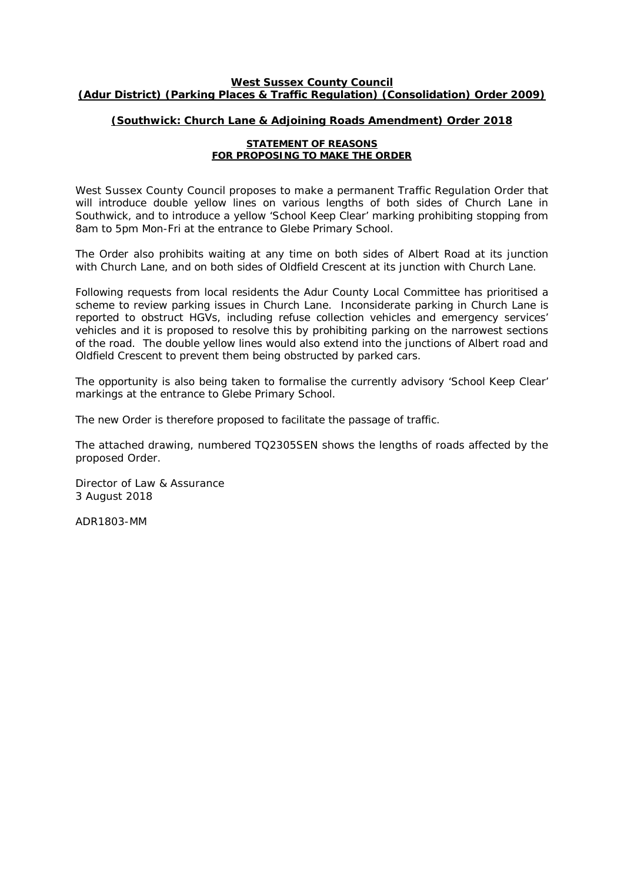**West Sussex County Council**
**(Adur District) (Parking Places & Traffic Regulation) (Consolidation) Order 2009)**

**(Southwick: Church Lane & Adjoining Roads Amendment) Order 2018**

**STATEMENT OF REASONS**
**FOR PROPOSING TO MAKE THE ORDER**

West Sussex County Council proposes to make a permanent Traffic Regulation Order that will introduce double yellow lines on various lengths of both sides of Church Lane in Southwick, and to introduce a yellow 'School Keep Clear' marking prohibiting stopping from 8am to 5pm Mon-Fri at the entrance to Glebe Primary School.

The Order also prohibits waiting at any time on both sides of Albert Road at its junction with Church Lane, and on both sides of Oldfield Crescent at its junction with Church Lane.

Following requests from local residents the Adur County Local Committee has prioritised a scheme to review parking issues in Church Lane. Inconsiderate parking in Church Lane is reported to obstruct HGVs, including refuse collection vehicles and emergency services' vehicles and it is proposed to resolve this by prohibiting parking on the narrowest sections of the road. The double yellow lines would also extend into the junctions of Albert road and Oldfield Crescent to prevent them being obstructed by parked cars.

The opportunity is also being taken to formalise the currently advisory 'School Keep Clear' markings at the entrance to Glebe Primary School.

The new Order is therefore proposed to facilitate the passage of traffic.

The attached drawing, numbered TQ2305SEN shows the lengths of roads affected by the proposed Order.

Director of Law & Assurance
3 August 2018

ADR1803-MM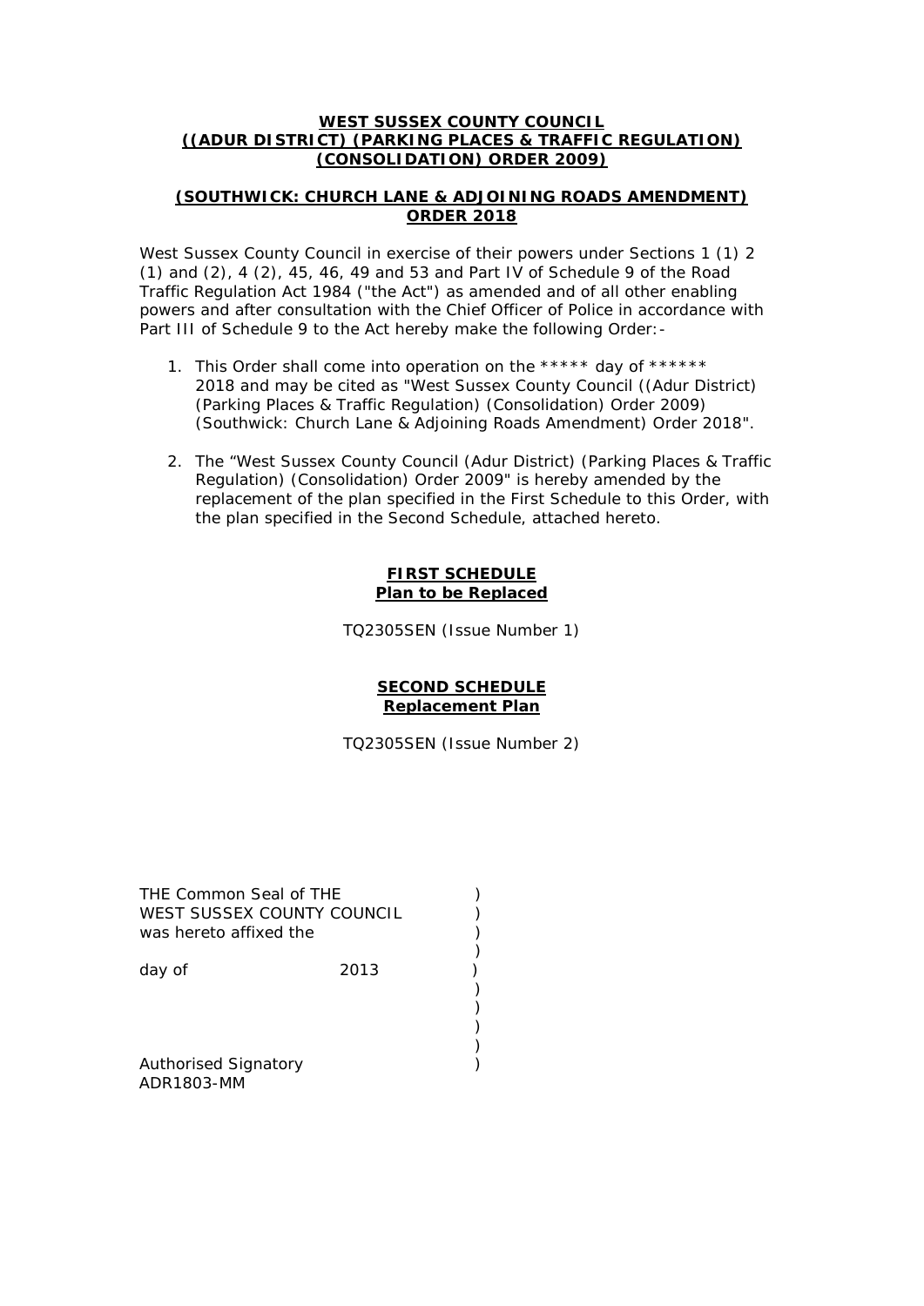**WEST SUSSEX COUNTY COUNCIL**
**((ADUR DISTRICT) (PARKING PLACES & TRAFFIC REGULATION) (CONSOLIDATION) ORDER 2009)**

**(SOUTHWICK: CHURCH LANE & ADJOINING ROADS AMENDMENT) ORDER 2018**

West Sussex County Council in exercise of their powers under Sections 1 (1) 2 (1) and (2), 4 (2), 45, 46, 49 and 53 and Part IV of Schedule 9 of the Road Traffic Regulation Act 1984 ("the Act") as amended and of all other enabling powers and after consultation with the Chief Officer of Police in accordance with Part III of Schedule 9 to the Act hereby make the following Order:-

1. This Order shall come into operation on the ***** day of ****** 2018 and may be cited as "West Sussex County Council ((Adur District) (Parking Places & Traffic Regulation) (Consolidation) Order 2009) (Southwick: Church Lane & Adjoining Roads Amendment) Order 2018".

2. The "West Sussex County Council (Adur District) (Parking Places & Traffic Regulation) (Consolidation) Order 2009" is hereby amended by the replacement of the plan specified in the First Schedule to this Order, with the plan specified in the Second Schedule, attached hereto.

**FIRST SCHEDULE**
**Plan to be Replaced**

TQ2305SEN (Issue Number 1)

**SECOND SCHEDULE**
**Replacement Plan**

TQ2305SEN (Issue Number 2)

THE Common Seal of THE )
WEST SUSSEX COUNTY COUNCIL )
was hereto affixed the )
)
day of 2013 )
)
)
)
)
Authorised Signatory )
ADR1803-MM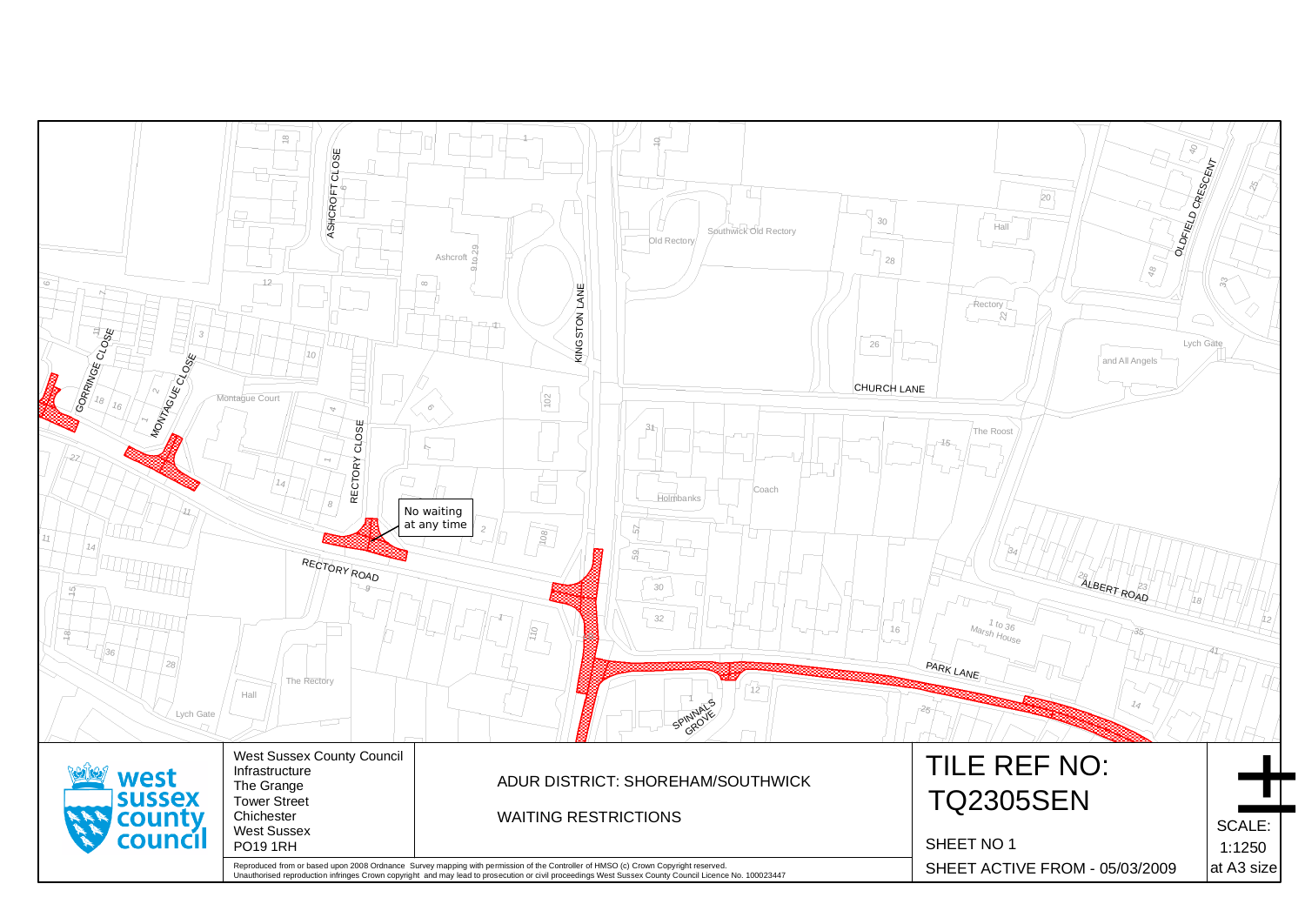No waiting at any time

RECTORY ROAD

KINGSTON LANE

CHURCH LANE

PARK LANE

ALBERT ROAD

RECTORY CLOSE

ASHCROFT CLOSE

MONTAGUE CLOSE

GORRINGE CLOSE

OLDFIELD CRESCENT

SPINNALS GROVE

West Sussex County Council
Infrastructure
The Grange
Tower Street
Chichester
West Sussex
PO19 1RH

ADUR DISTRICT: SHOREHAM/SOUTHWICK

WAITING RESTRICTIONS

# TILE REF NO: TQ2305SEN

SHEET NO 1

SHEET ACTIVE FROM - 05/03/2009

SCALE: 1:1250 at A3 size

Reproduced from or based upon 2008 Ordnance Survey mapping with permission of the Controller of HMSO (c) Crown Copyright reserved.
Unauthorised reproduction infringes Crown copyright and may lead to prosecution or civil proceedings West Sussex County Council Licence No. 100023447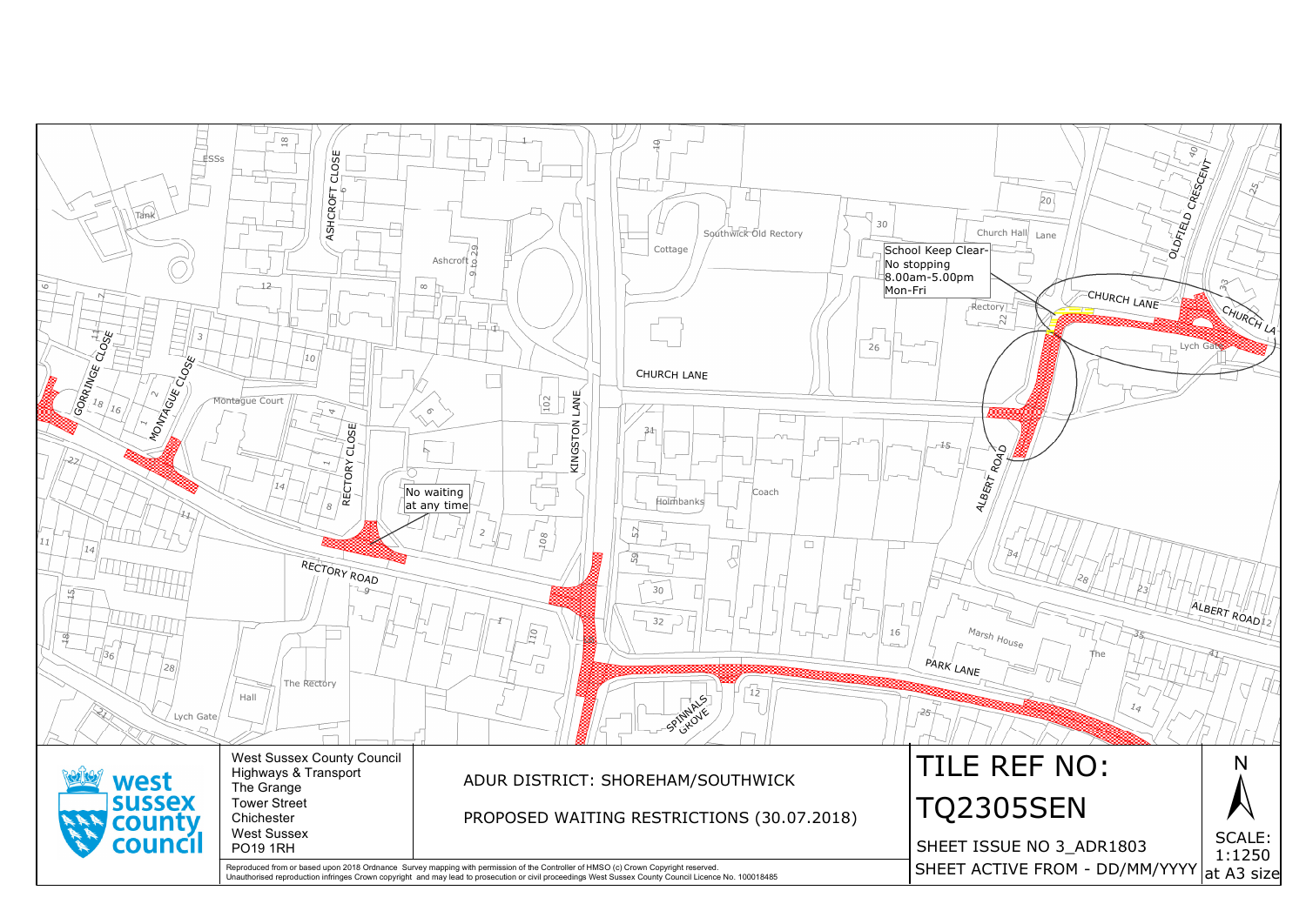School Keep Clear-
No stopping
8.00am-5.00pm
Mon-Fri

No waiting
at any time

West Sussex County Council
Highways & Transport
The Grange
Tower Street
Chichester
West Sussex
PO19 1RH

ADUR DISTRICT: SHOREHAM/SOUTHWICK

PROPOSED WAITING RESTRICTIONS (30.07.2018)

# TILE REF NO: TQ2305SEN

SHEET ISSUE NO 3_ADR1803
SHEET ACTIVE FROM - DD/MM/YYYY

N

SCALE: 1:1250 at A3 size

Reproduced from or based upon 2018 Ordnance Survey mapping with permission of the Controller of HMSO (c) Crown Copyright reserved.
Unauthorised reproduction infringes Crown copyright and may lead to prosecution or civil proceedings West Sussex County Council Licence No. 100018485